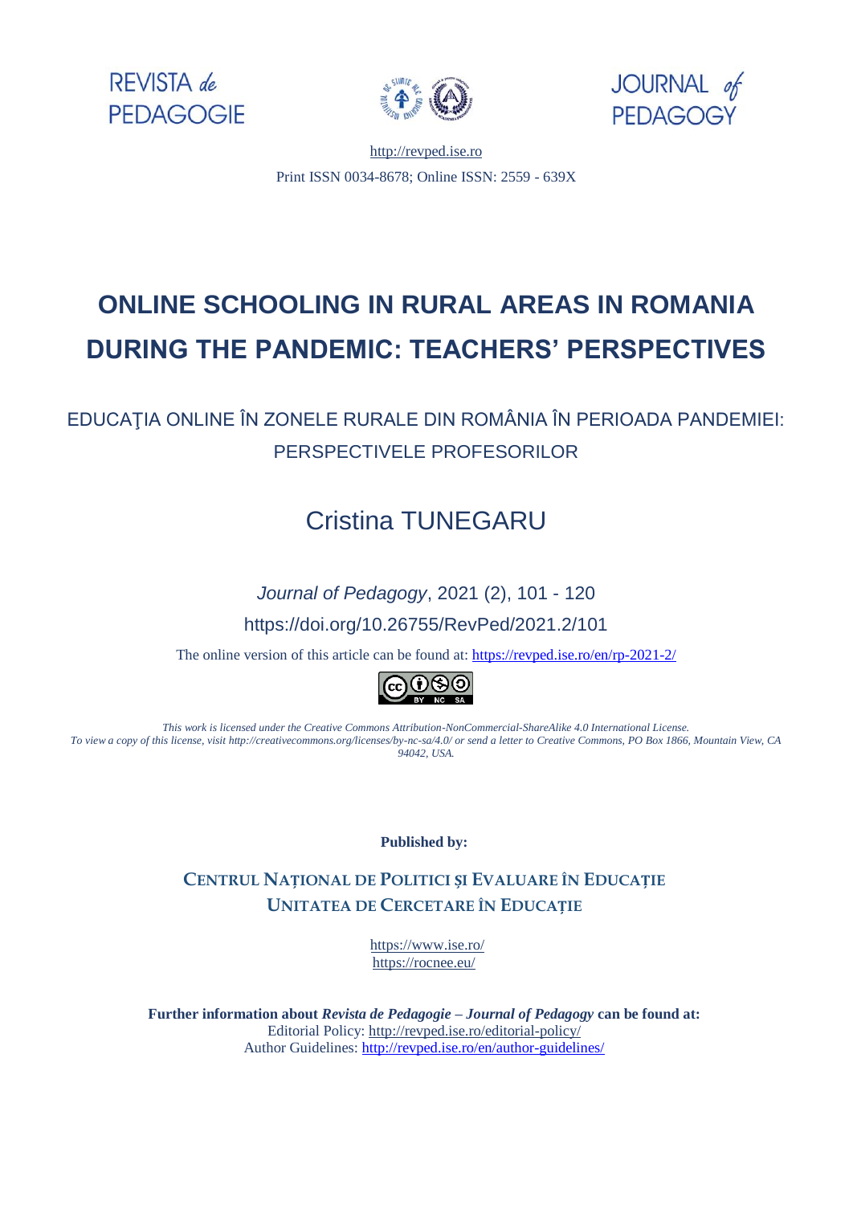REVISTA *de* PEDAGOGIE

JOURNAL *of* PEDAGOGY

http://revped.ise.ro

Print ISSN 0034-8678; Online ISSN: 2559 - 639X

# ONLINE SCHOOLING IN RURAL AREAS IN ROMANIA DURING THE PANDEMIC: TEACHERS' PERSPECTIVES

## EDUCAŢIA ONLINE ÎN ZONELE RURALE DIN ROMÂNIA ÎN PERIOADA PANDEMIEI: PERSPECTIVELE PROFESORILOR

Cristina TUNEGARU

*Journal of Pedagogy*, 2021 (2), 101 - 120

https://doi.org/10.26755/RevPed/2021.2/101

The online version of this article can be found at: https://revped.ise.ro/en/rp-2021-2/

*This work is licensed under the Creative Commons Attribution-NonCommercial-ShareAlike 4.0 International License. To view a copy of this license, visit http://creativecommons.org/licenses/by-nc-sa/4.0/ or send a letter to Creative Commons, PO Box 1866, Mountain View, CA 94042, USA.*

**Published by:**

**CENTRUL NAȚIONAL DE POLITICI ȘI EVALUARE ÎN EDUCAȚIE**
**UNITATEA DE CERCETARE ÎN EDUCAȚIE**

https://www.ise.ro/
https://rocnee.eu/

**Further information about *Revista de Pedagogie – Journal of Pedagogy* can be found at:**
Editorial Policy: http://revped.ise.ro/editorial-policy/
Author Guidelines: http://revped.ise.ro/en/author-guidelines/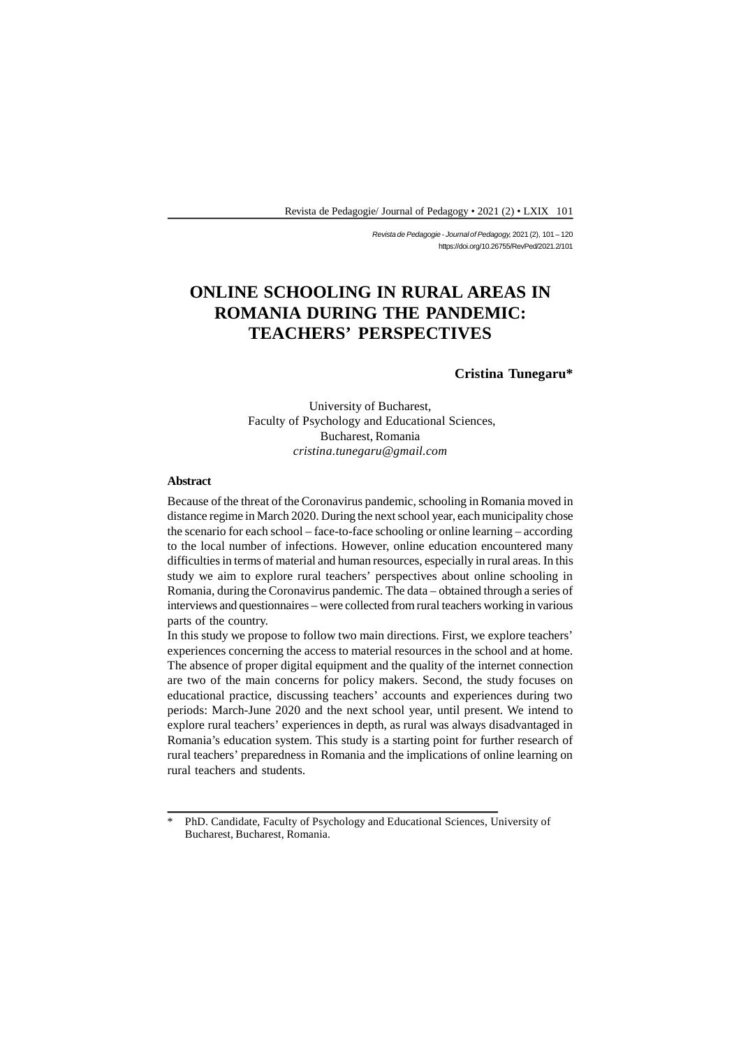# ONLINE SCHOOLING IN RURAL AREAS IN ROMANIA DURING THE PANDEMIC: TEACHERS' PERSPECTIVES

**Cristina Tunegaru***

University of Bucharest,
Faculty of Psychology and Educational Sciences,
Bucharest, Romania
*cristina.tunegaru@gmail.com*

**Abstract**

Because of the threat of the Coronavirus pandemic, schooling in Romania moved in distance regime in March 2020. During the next school year, each municipality chose the scenario for each school – face-to-face schooling or online learning – according to the local number of infections. However, online education encountered many difficulties in terms of material and human resources, especially in rural areas. In this study we aim to explore rural teachers' perspectives about online schooling in Romania, during the Coronavirus pandemic. The data – obtained through a series of interviews and questionnaires – were collected from rural teachers working in various parts of the country.

In this study we propose to follow two main directions. First, we explore teachers' experiences concerning the access to material resources in the school and at home. The absence of proper digital equipment and the quality of the internet connection are two of the main concerns for policy makers. Second, the study focuses on educational practice, discussing teachers' accounts and experiences during two periods: March-June 2020 and the next school year, until present. We intend to explore rural teachers' experiences in depth, as rural was always disadvantaged in Romania's education system. This study is a starting point for further research of rural teachers' preparedness in Romania and the implications of online learning on rural teachers and students.

---

\* PhD. Candidate, Faculty of Psychology and Educational Sciences, University of Bucharest, Bucharest, Romania.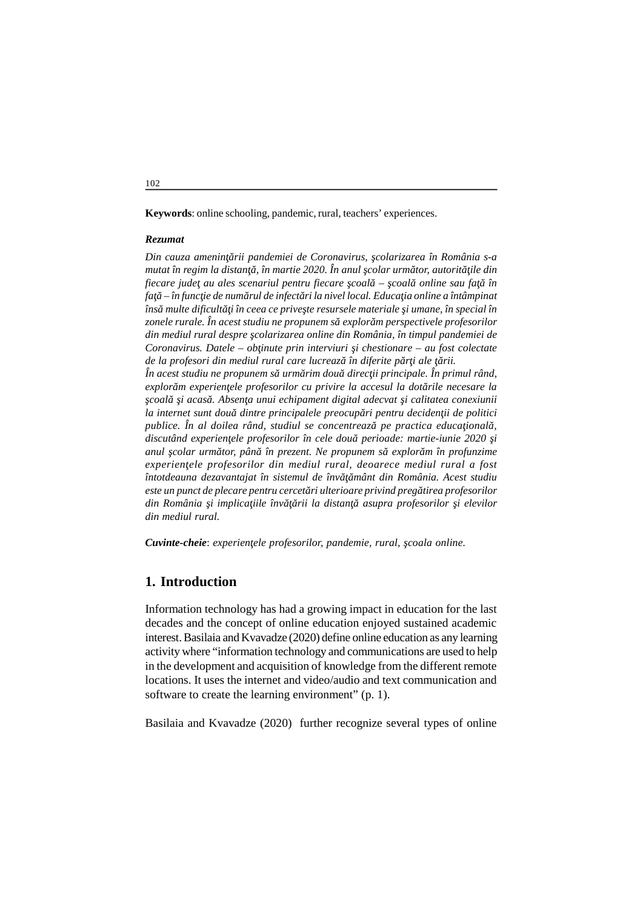**Keywords**: online schooling, pandemic, rural, teachers' experiences.

***Rezumat***

*Din cauza ameninţării pandemiei de Coronavirus, şcolarizarea în România s-a mutat în regim la distanţă, în martie 2020. În anul şcolar următor, autorităţile din fiecare judeţ au ales scenariul pentru fiecare şcoală – şcoală online sau faţă în faţă – în funcţie de numărul de infectări la nivel local. Educaţia online a întâmpinat însă multe dificultăţi în ceea ce priveşte resursele materiale şi umane, în special în zonele rurale. În acest studiu ne propunem să explorăm perspectivele profesorilor din mediul rural despre şcolarizarea online din România, în timpul pandemiei de Coronavirus. Datele – obţinute prin interviuri şi chestionare – au fost colectate de la profesori din mediul rural care lucrează în diferite părţi ale ţării.*

*În acest studiu ne propunem să urmărim două direcţii principale. În primul rând, explorăm experienţele profesorilor cu privire la accesul la dotările necesare la şcoală şi acasă. Absenţa unui echipament digital adecvat şi calitatea conexiunii la internet sunt două dintre principalele preocupări pentru decidenţii de politici publice. În al doilea rând, studiul se concentrează pe practica educaţională, discutând experienţele profesorilor în cele două perioade: martie-iunie 2020 şi anul şcolar următor, până în prezent. Ne propunem să explorăm în profunzime experienţele profesorilor din mediul rural, deoarece mediul rural a fost întotdeauna dezavantajat în sistemul de învăţământ din România. Acest studiu este un punct de plecare pentru cercetări ulterioare privind pregătirea profesorilor din România şi implicaţiile învăţării la distanţă asupra profesorilor şi elevilor din mediul rural.*

***Cuvinte-cheie***: *experienţele profesorilor, pandemie, rural, şcoala online.*

## 1. Introduction

Information technology has had a growing impact in education for the last decades and the concept of online education enjoyed sustained academic interest. Basilaia and Kvavadze (2020) define online education as any learning activity where "information technology and communications are used to help in the development and acquisition of knowledge from the different remote locations. It uses the internet and video/audio and text communication and software to create the learning environment" (p. 1).

Basilaia and Kvavadze (2020) further recognize several types of online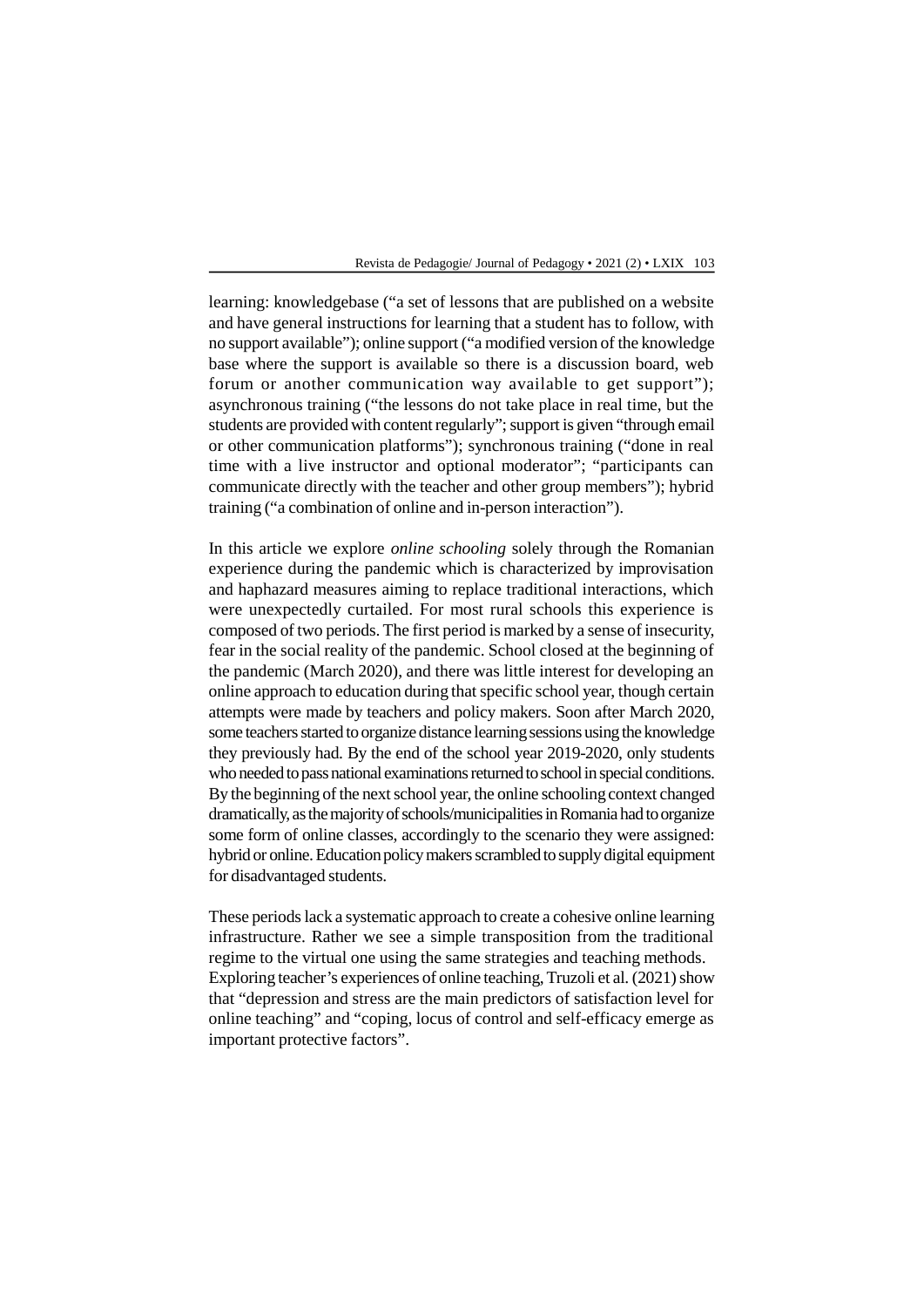learning: knowledgebase ("a set of lessons that are published on a website and have general instructions for learning that a student has to follow, with no support available"); online support ("a modified version of the knowledge base where the support is available so there is a discussion board, web forum or another communication way available to get support"); asynchronous training ("the lessons do not take place in real time, but the students are provided with content regularly"; support is given "through email or other communication platforms"); synchronous training ("done in real time with a live instructor and optional moderator"; "participants can communicate directly with the teacher and other group members"); hybrid training ("a combination of online and in-person interaction").

In this article we explore *online schooling* solely through the Romanian experience during the pandemic which is characterized by improvisation and haphazard measures aiming to replace traditional interactions, which were unexpectedly curtailed. For most rural schools this experience is composed of two periods. The first period is marked by a sense of insecurity, fear in the social reality of the pandemic. School closed at the beginning of the pandemic (March 2020), and there was little interest for developing an online approach to education during that specific school year, though certain attempts were made by teachers and policy makers. Soon after March 2020, some teachers started to organize distance learning sessions using the knowledge they previously had. By the end of the school year 2019-2020, only students who needed to pass national examinations returned to school in special conditions. By the beginning of the next school year, the online schooling context changed dramatically, as the majority of schools/municipalities in Romania had to organize some form of online classes, accordingly to the scenario they were assigned: hybrid or online. Education policy makers scrambled to supply digital equipment for disadvantaged students.

These periods lack a systematic approach to create a cohesive online learning infrastructure. Rather we see a simple transposition from the traditional regime to the virtual one using the same strategies and teaching methods. Exploring teacher's experiences of online teaching, Truzoli et al. (2021) show that "depression and stress are the main predictors of satisfaction level for online teaching" and "coping, locus of control and self-efficacy emerge as important protective factors".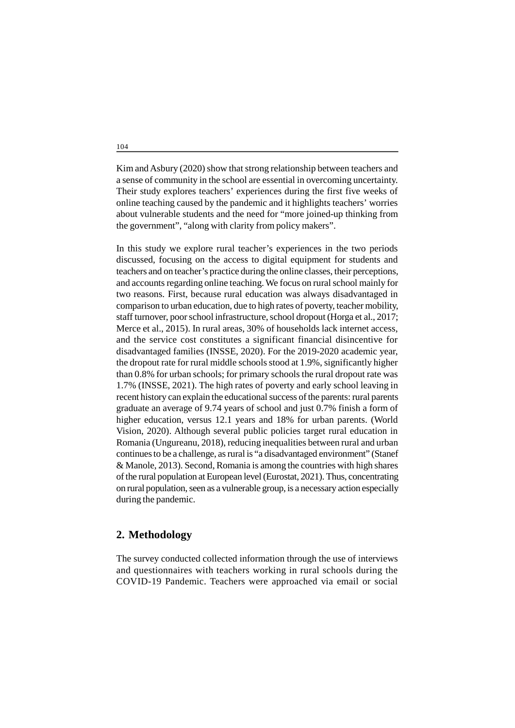Kim and Asbury (2020) show that strong relationship between teachers and a sense of community in the school are essential in overcoming uncertainty. Their study explores teachers' experiences during the first five weeks of online teaching caused by the pandemic and it highlights teachers' worries about vulnerable students and the need for "more joined-up thinking from the government", "along with clarity from policy makers".

In this study we explore rural teacher's experiences in the two periods discussed, focusing on the access to digital equipment for students and teachers and on teacher's practice during the online classes, their perceptions, and accounts regarding online teaching. We focus on rural school mainly for two reasons. First, because rural education was always disadvantaged in comparison to urban education, due to high rates of poverty, teacher mobility, staff turnover, poor school infrastructure, school dropout (Horga et al., 2017; Merce et al., 2015). In rural areas, 30% of households lack internet access, and the service cost constitutes a significant financial disincentive for disadvantaged families (INSSE, 2020). For the 2019-2020 academic year, the dropout rate for rural middle schools stood at 1.9%, significantly higher than 0.8% for urban schools; for primary schools the rural dropout rate was 1.7% (INSSE, 2021). The high rates of poverty and early school leaving in recent history can explain the educational success of the parents: rural parents graduate an average of 9.74 years of school and just 0.7% finish a form of higher education, versus 12.1 years and 18% for urban parents. (World Vision, 2020). Although several public policies target rural education in Romania (Ungureanu, 2018), reducing inequalities between rural and urban continues to be a challenge, as rural is "a disadvantaged environment" (Stanef & Manole, 2013). Second, Romania is among the countries with high shares of the rural population at European level (Eurostat, 2021). Thus, concentrating on rural population, seen as a vulnerable group, is a necessary action especially during the pandemic.

## 2. Methodology

The survey conducted collected information through the use of interviews and questionnaires with teachers working in rural schools during the COVID-19 Pandemic. Teachers were approached via email or social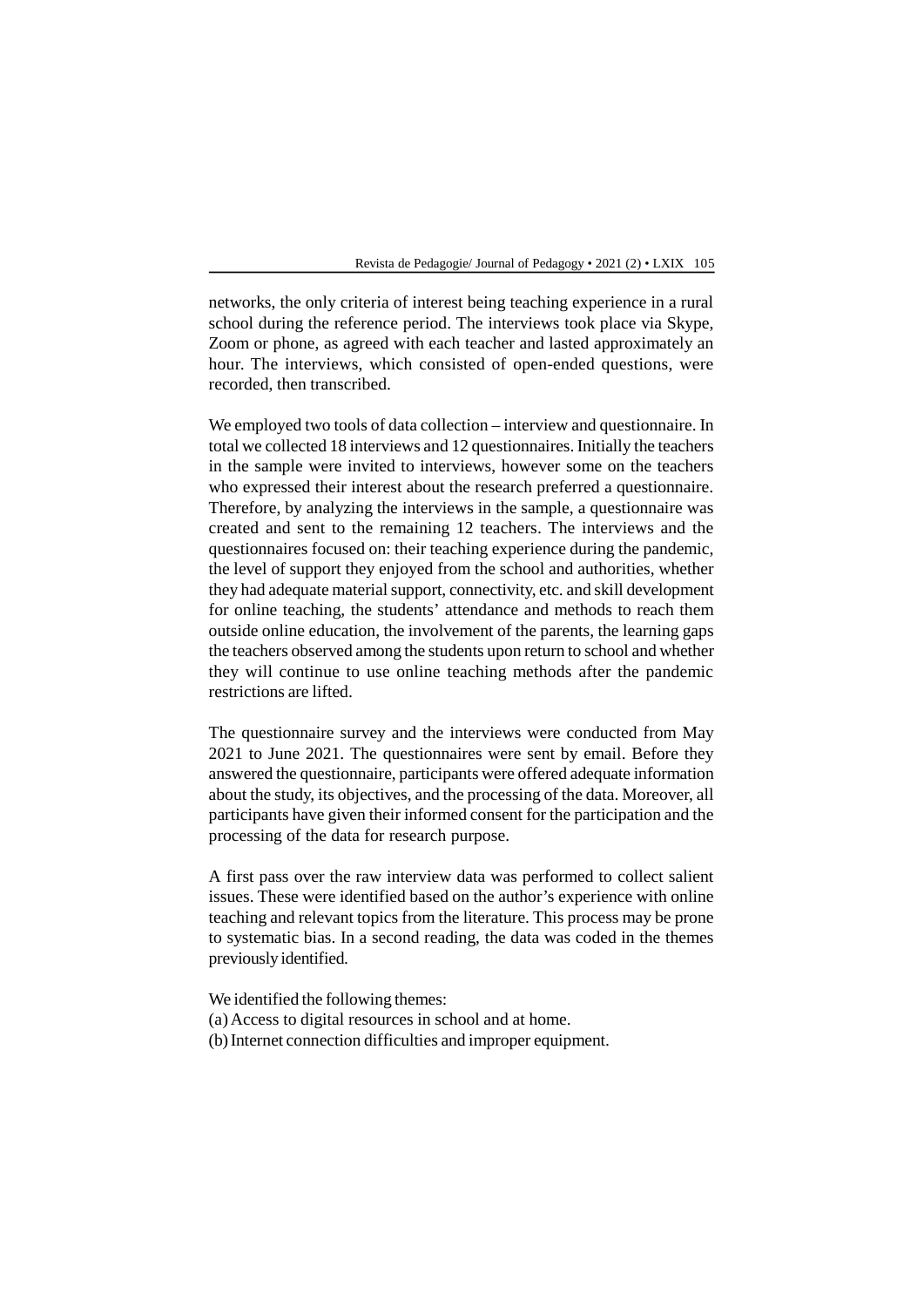networks, the only criteria of interest being teaching experience in a rural school during the reference period. The interviews took place via Skype, Zoom or phone, as agreed with each teacher and lasted approximately an hour. The interviews, which consisted of open-ended questions, were recorded, then transcribed.

We employed two tools of data collection – interview and questionnaire. In total we collected 18 interviews and 12 questionnaires. Initially the teachers in the sample were invited to interviews, however some on the teachers who expressed their interest about the research preferred a questionnaire. Therefore, by analyzing the interviews in the sample, a questionnaire was created and sent to the remaining 12 teachers. The interviews and the questionnaires focused on: their teaching experience during the pandemic, the level of support they enjoyed from the school and authorities, whether they had adequate material support, connectivity, etc. and skill development for online teaching, the students' attendance and methods to reach them outside online education, the involvement of the parents, the learning gaps the teachers observed among the students upon return to school and whether they will continue to use online teaching methods after the pandemic restrictions are lifted.

The questionnaire survey and the interviews were conducted from May 2021 to June 2021. The questionnaires were sent by email. Before they answered the questionnaire, participants were offered adequate information about the study, its objectives, and the processing of the data. Moreover, all participants have given their informed consent for the participation and the processing of the data for research purpose.

A first pass over the raw interview data was performed to collect salient issues. These were identified based on the author's experience with online teaching and relevant topics from the literature. This process may be prone to systematic bias. In a second reading, the data was coded in the themes previously identified.

We identified the following themes:
(a) Access to digital resources in school and at home.
(b) Internet connection difficulties and improper equipment.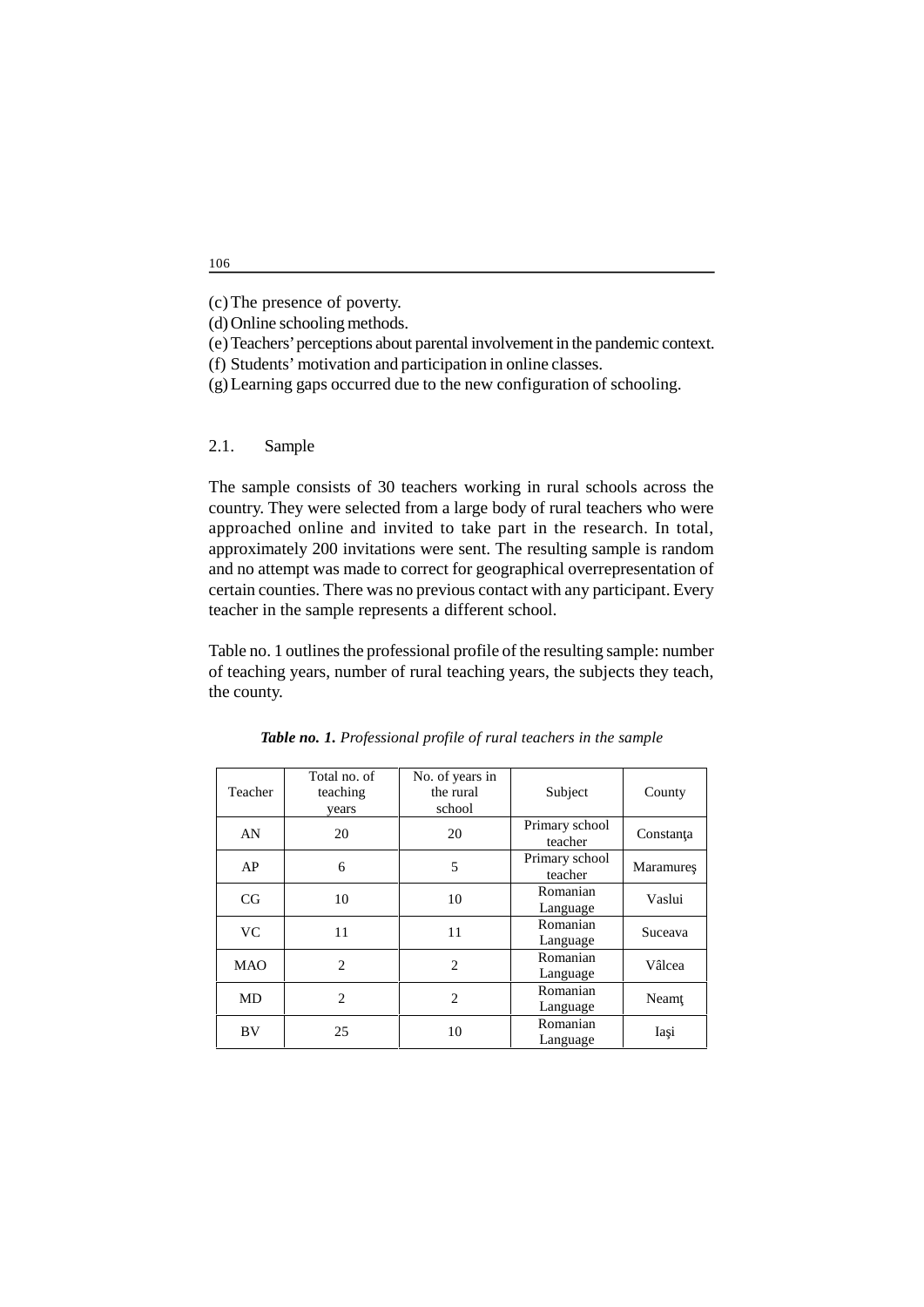(c) The presence of poverty.
(d) Online schooling methods.
(e) Teachers' perceptions about parental involvement in the pandemic context.
(f) Students' motivation and participation in online classes.
(g) Learning gaps occurred due to the new configuration of schooling.

### 2.1. Sample

The sample consists of 30 teachers working in rural schools across the country. They were selected from a large body of rural teachers who were approached online and invited to take part in the research. In total, approximately 200 invitations were sent. The resulting sample is random and no attempt was made to correct for geographical overrepresentation of certain counties. There was no previous contact with any participant. Every teacher in the sample represents a different school.

Table no. 1 outlines the professional profile of the resulting sample: number of teaching years, number of rural teaching years, the subjects they teach, the county.

***Table no. 1.*** *Professional profile of rural teachers in the sample*

| Teacher | Total no. of teaching years | No. of years in the rural school | Subject | County |
|---|---|---|---|---|
| AN | 20 | 20 | Primary school teacher | Constanţa |
| AP | 6 | 5 | Primary school teacher | Maramureş |
| CG | 10 | 10 | Romanian Language | Vaslui |
| VC | 11 | 11 | Romanian Language | Suceava |
| MAO | 2 | 2 | Romanian Language | Vâlcea |
| MD | 2 | 2 | Romanian Language | Neamţ |
| BV | 25 | 10 | Romanian Language | Iaşi |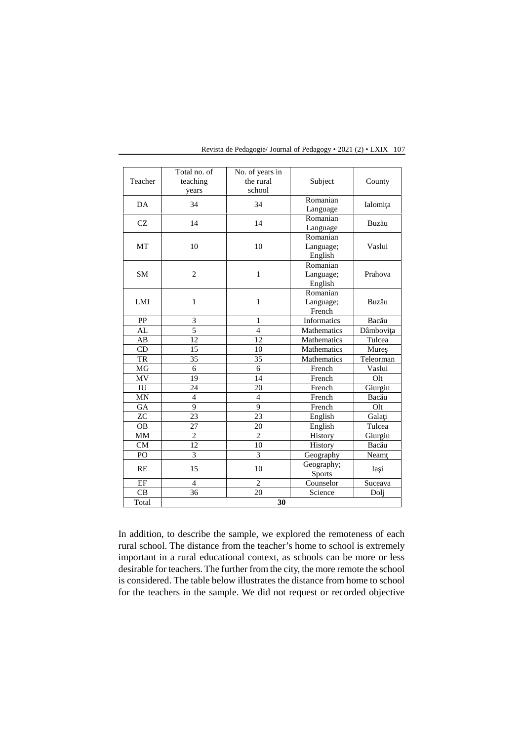| Teacher | Total no. of teaching years | No. of years in the rural school | Subject | County |
|---|---|---|---|---|
| DA | 34 | 34 | Romanian Language | Ialomiţa |
| CZ | 14 | 14 | Romanian Language | Buzău |
| MT | 10 | 10 | Romanian Language; English | Vaslui |
| SM | 2 | 1 | Romanian Language; English | Prahova |
| LMI | 1 | 1 | Romanian Language; French | Buzău |
| PP | 3 | 1 | Informatics | Bacău |
| AL | 5 | 4 | Mathematics | Dâmboviţa |
| AB | 12 | 12 | Mathematics | Tulcea |
| CD | 15 | 10 | Mathematics | Mureş |
| TR | 35 | 35 | Mathematics | Teleorman |
| MG | 6 | 6 | French | Vaslui |
| MV | 19 | 14 | French | Olt |
| IU | 24 | 20 | French | Giurgiu |
| MN | 4 | 4 | French | Bacău |
| GA | 9 | 9 | French | Olt |
| ZC | 23 | 23 | English | Galaţi |
| OB | 27 | 20 | English | Tulcea |
| MM | 2 | 2 | History | Giurgiu |
| CM | 12 | 10 | History | Bacău |
| PO | 3 | 3 | Geography | Neamţ |
| RE | 15 | 10 | Geography; Sports | Iaşi |
| EF | 4 | 2 | Counselor | Suceava |
| CB | 36 | 20 | Science | Dolj |
| Total | **30** | | | |

In addition, to describe the sample, we explored the remoteness of each rural school. The distance from the teacher's home to school is extremely important in a rural educational context, as schools can be more or less desirable for teachers. The further from the city, the more remote the school is considered. The table below illustrates the distance from home to school for the teachers in the sample. We did not request or recorded objective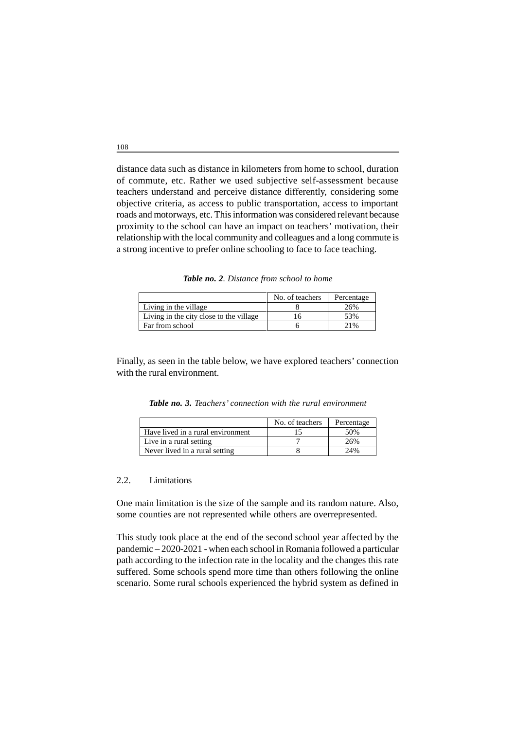distance data such as distance in kilometers from home to school, duration of commute, etc. Rather we used subjective self-assessment because teachers understand and perceive distance differently, considering some objective criteria, as access to public transportation, access to important roads and motorways, etc. This information was considered relevant because proximity to the school can have an impact on teachers' motivation, their relationship with the local community and colleagues and a long commute is a strong incentive to prefer online schooling to face to face teaching.

***Table no. 2**. Distance from school to home*

| | No. of teachers | Percentage |
|---|---|---|
| Living in the village | 8 | 26% |
| Living in the city close to the village | 16 | 53% |
| Far from school | 6 | 21% |

Finally, as seen in the table below, we have explored teachers' connection with the rural environment.

***Table no. 3.** Teachers' connection with the rural environment*

| | No. of teachers | Percentage |
|---|---|---|
| Have lived in a rural environment | 15 | 50% |
| Live in a rural setting | 7 | 26% |
| Never lived in a rural setting | 8 | 24% |

### 2.2. Limitations

One main limitation is the size of the sample and its random nature. Also, some counties are not represented while others are overrepresented.

This study took place at the end of the second school year affected by the pandemic – 2020-2021 - when each school in Romania followed a particular path according to the infection rate in the locality and the changes this rate suffered. Some schools spend more time than others following the online scenario. Some rural schools experienced the hybrid system as defined in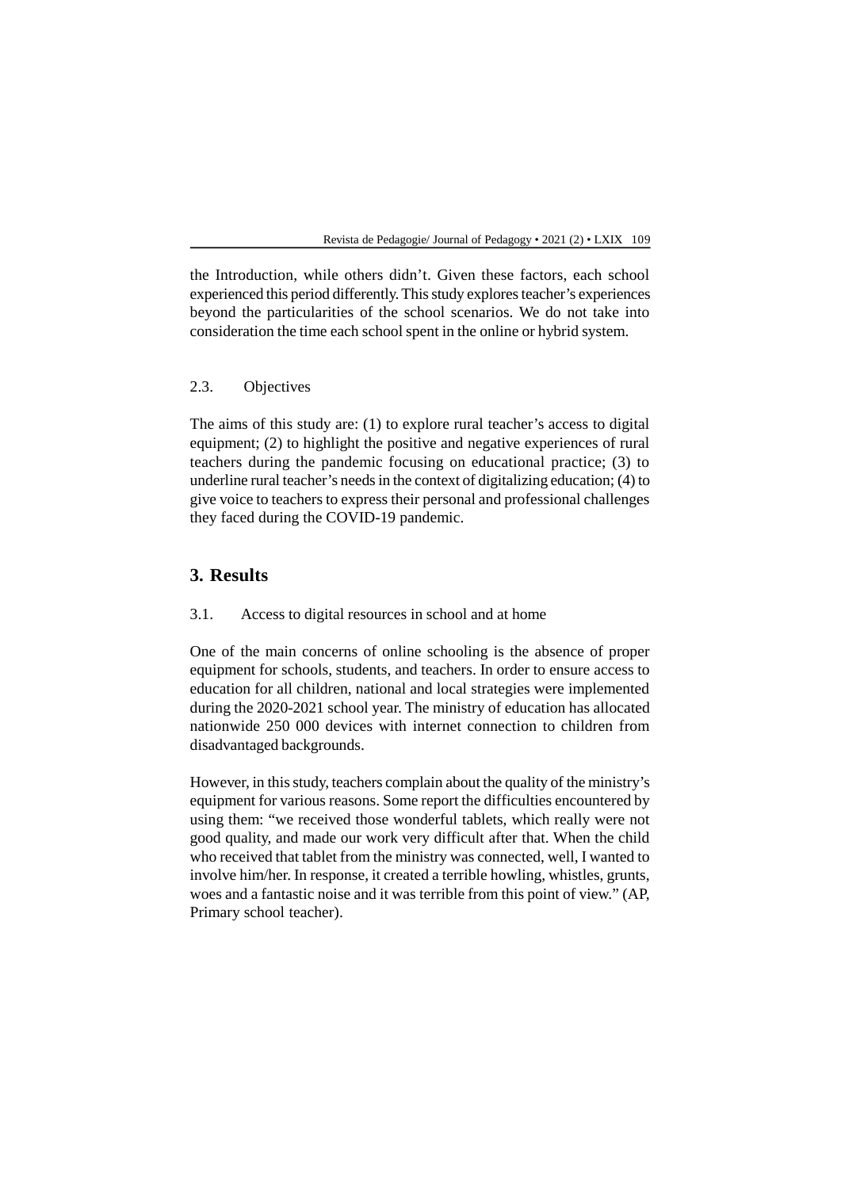the Introduction, while others didn't. Given these factors, each school experienced this period differently. This study explores teacher's experiences beyond the particularities of the school scenarios. We do not take into consideration the time each school spent in the online or hybrid system.

### 2.3. Objectives

The aims of this study are: (1) to explore rural teacher's access to digital equipment; (2) to highlight the positive and negative experiences of rural teachers during the pandemic focusing on educational practice; (3) to underline rural teacher's needs in the context of digitalizing education; (4) to give voice to teachers to express their personal and professional challenges they faced during the COVID-19 pandemic.

## 3. Results

### 3.1. Access to digital resources in school and at home

One of the main concerns of online schooling is the absence of proper equipment for schools, students, and teachers. In order to ensure access to education for all children, national and local strategies were implemented during the 2020-2021 school year. The ministry of education has allocated nationwide 250 000 devices with internet connection to children from disadvantaged backgrounds.

However, in this study, teachers complain about the quality of the ministry's equipment for various reasons. Some report the difficulties encountered by using them: "we received those wonderful tablets, which really were not good quality, and made our work very difficult after that. When the child who received that tablet from the ministry was connected, well, I wanted to involve him/her. In response, it created a terrible howling, whistles, grunts, woes and a fantastic noise and it was terrible from this point of view." (AP, Primary school teacher).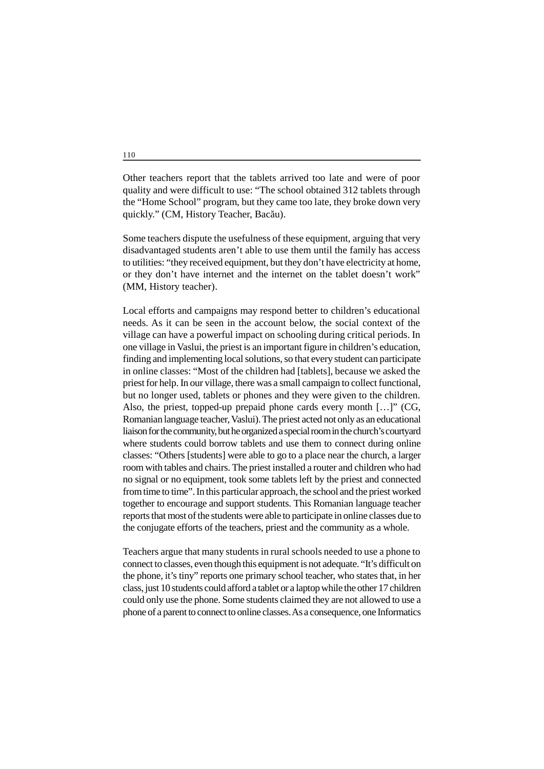Other teachers report that the tablets arrived too late and were of poor quality and were difficult to use: "The school obtained 312 tablets through the "Home School" program, but they came too late, they broke down very quickly." (CM, History Teacher, Bacău).

Some teachers dispute the usefulness of these equipment, arguing that very disadvantaged students aren't able to use them until the family has access to utilities: "they received equipment, but they don't have electricity at home, or they don't have internet and the internet on the tablet doesn't work" (MM, History teacher).

Local efforts and campaigns may respond better to children's educational needs. As it can be seen in the account below, the social context of the village can have a powerful impact on schooling during critical periods. In one village in Vaslui, the priest is an important figure in children's education, finding and implementing local solutions, so that every student can participate in online classes: "Most of the children had [tablets], because we asked the priest for help. In our village, there was a small campaign to collect functional, but no longer used, tablets or phones and they were given to the children. Also, the priest, topped-up prepaid phone cards every month […]" (CG, Romanian language teacher, Vaslui). The priest acted not only as an educational liaison for the community, but he organized a special room in the church's courtyard where students could borrow tablets and use them to connect during online classes: "Others [students] were able to go to a place near the church, a larger room with tables and chairs. The priest installed a router and children who had no signal or no equipment, took some tablets left by the priest and connected from time to time". In this particular approach, the school and the priest worked together to encourage and support students. This Romanian language teacher reports that most of the students were able to participate in online classes due to the conjugate efforts of the teachers, priest and the community as a whole.

Teachers argue that many students in rural schools needed to use a phone to connect to classes, even though this equipment is not adequate. "It's difficult on the phone, it's tiny" reports one primary school teacher, who states that, in her class, just 10 students could afford a tablet or a laptop while the other 17 children could only use the phone. Some students claimed they are not allowed to use a phone of a parent to connect to online classes. As a consequence, one Informatics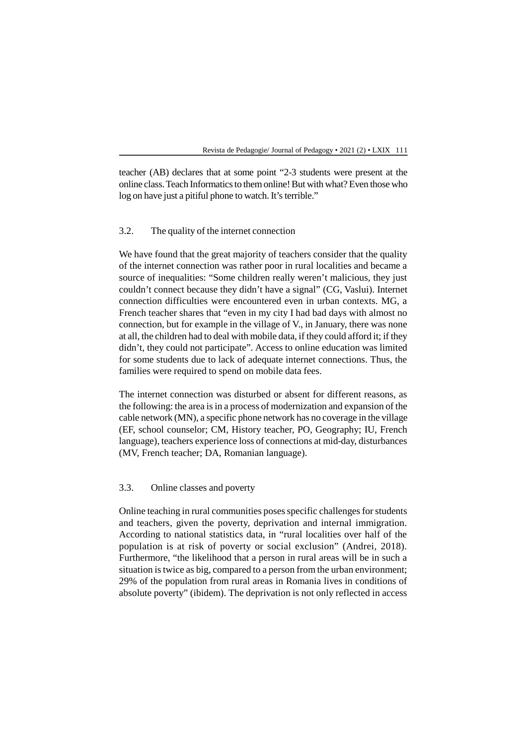teacher (AB) declares that at some point "2-3 students were present at the online class. Teach Informatics to them online! But with what? Even those who log on have just a pitiful phone to watch. It's terrible."

### 3.2. The quality of the internet connection

We have found that the great majority of teachers consider that the quality of the internet connection was rather poor in rural localities and became a source of inequalities: "Some children really weren't malicious, they just couldn't connect because they didn't have a signal" (CG, Vaslui). Internet connection difficulties were encountered even in urban contexts. MG, a French teacher shares that "even in my city I had bad days with almost no connection, but for example in the village of V., in January, there was none at all, the children had to deal with mobile data, if they could afford it; if they didn't, they could not participate". Access to online education was limited for some students due to lack of adequate internet connections. Thus, the families were required to spend on mobile data fees.

The internet connection was disturbed or absent for different reasons, as the following: the area is in a process of modernization and expansion of the cable network (MN), a specific phone network has no coverage in the village (EF, school counselor; CM, History teacher, PO, Geography; IU, French language), teachers experience loss of connections at mid-day, disturbances (MV, French teacher; DA, Romanian language).

### 3.3. Online classes and poverty

Online teaching in rural communities poses specific challenges for students and teachers, given the poverty, deprivation and internal immigration. According to national statistics data, in "rural localities over half of the population is at risk of poverty or social exclusion" (Andrei, 2018). Furthermore, "the likelihood that a person in rural areas will be in such a situation is twice as big, compared to a person from the urban environment; 29% of the population from rural areas in Romania lives in conditions of absolute poverty" (ibidem). The deprivation is not only reflected in access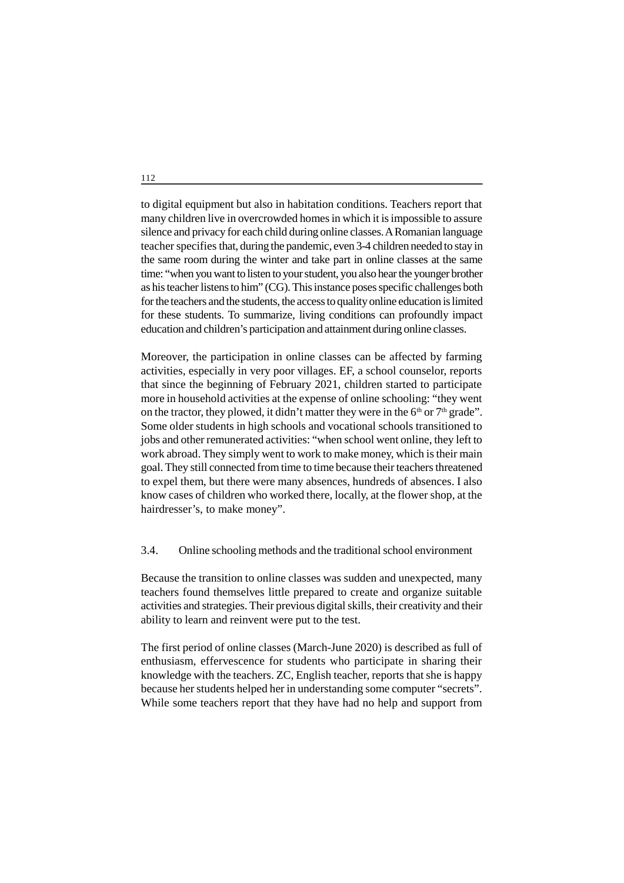to digital equipment but also in habitation conditions. Teachers report that many children live in overcrowded homes in which it is impossible to assure silence and privacy for each child during online classes. A Romanian language teacher specifies that, during the pandemic, even 3-4 children needed to stay in the same room during the winter and take part in online classes at the same time: "when you want to listen to your student, you also hear the younger brother as his teacher listens to him" (CG). This instance poses specific challenges both for the teachers and the students, the access to quality online education is limited for these students. To summarize, living conditions can profoundly impact education and children's participation and attainment during online classes.

Moreover, the participation in online classes can be affected by farming activities, especially in very poor villages. EF, a school counselor, reports that since the beginning of February 2021, children started to participate more in household activities at the expense of online schooling: "they went on the tractor, they plowed, it didn't matter they were in the 6th or 7th grade". Some older students in high schools and vocational schools transitioned to jobs and other remunerated activities: "when school went online, they left to work abroad. They simply went to work to make money, which is their main goal. They still connected from time to time because their teachers threatened to expel them, but there were many absences, hundreds of absences. I also know cases of children who worked there, locally, at the flower shop, at the hairdresser's, to make money".

### 3.4. Online schooling methods and the traditional school environment

Because the transition to online classes was sudden and unexpected, many teachers found themselves little prepared to create and organize suitable activities and strategies. Their previous digital skills, their creativity and their ability to learn and reinvent were put to the test.

The first period of online classes (March-June 2020) is described as full of enthusiasm, effervescence for students who participate in sharing their knowledge with the teachers. ZC, English teacher, reports that she is happy because her students helped her in understanding some computer "secrets". While some teachers report that they have had no help and support from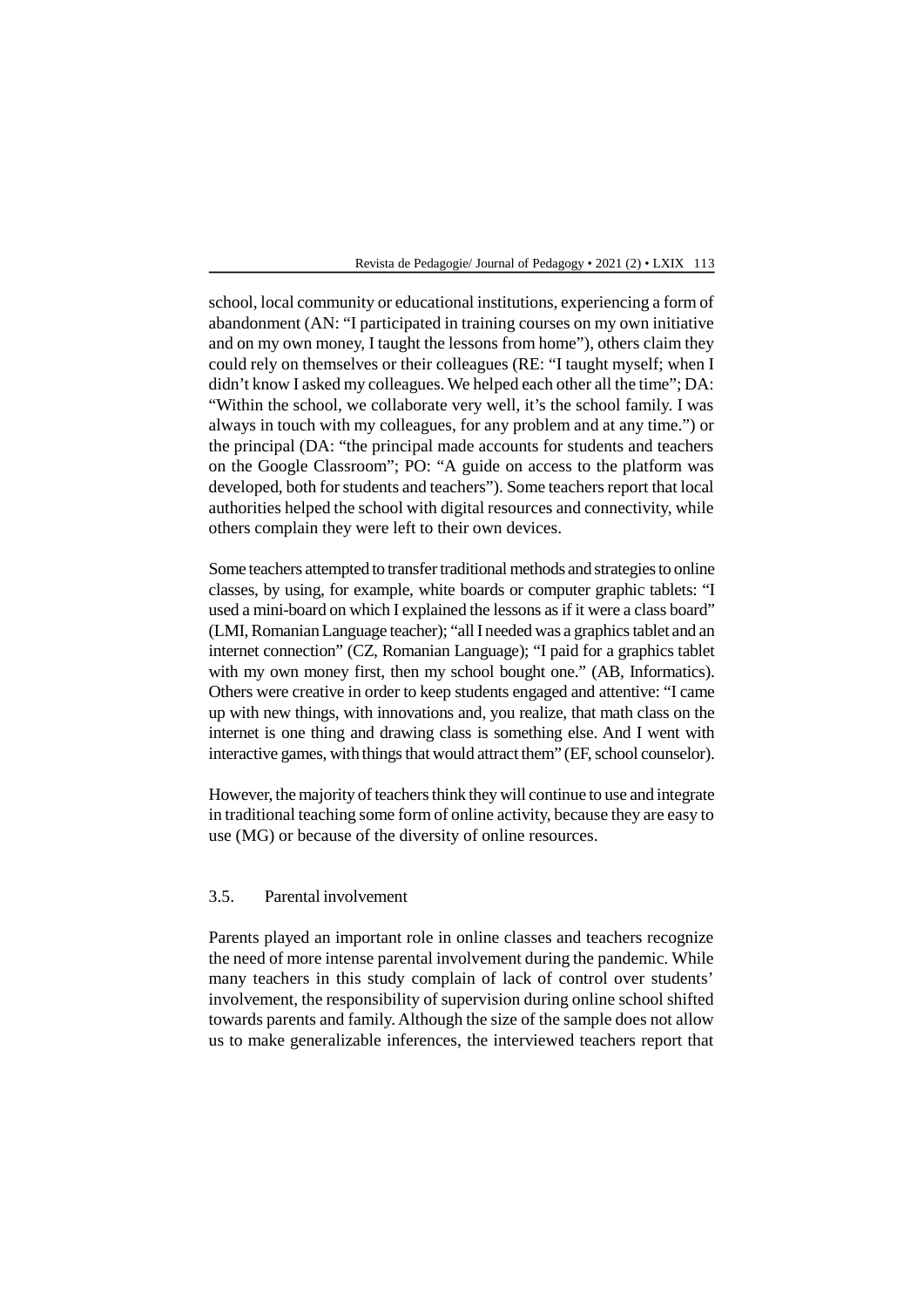school, local community or educational institutions, experiencing a form of abandonment (AN: "I participated in training courses on my own initiative and on my own money, I taught the lessons from home"), others claim they could rely on themselves or their colleagues (RE: "I taught myself; when I didn't know I asked my colleagues. We helped each other all the time"; DA: "Within the school, we collaborate very well, it's the school family. I was always in touch with my colleagues, for any problem and at any time.") or the principal (DA: "the principal made accounts for students and teachers on the Google Classroom"; PO: "A guide on access to the platform was developed, both for students and teachers"). Some teachers report that local authorities helped the school with digital resources and connectivity, while others complain they were left to their own devices.

Some teachers attempted to transfer traditional methods and strategies to online classes, by using, for example, white boards or computer graphic tablets: "I used a mini-board on which I explained the lessons as if it were a class board" (LMI, Romanian Language teacher); "all I needed was a graphics tablet and an internet connection" (CZ, Romanian Language); "I paid for a graphics tablet with my own money first, then my school bought one." (AB, Informatics). Others were creative in order to keep students engaged and attentive: "I came up with new things, with innovations and, you realize, that math class on the internet is one thing and drawing class is something else. And I went with interactive games, with things that would attract them" (EF, school counselor).

However, the majority of teachers think they will continue to use and integrate in traditional teaching some form of online activity, because they are easy to use (MG) or because of the diversity of online resources.

### 3.5. Parental involvement

Parents played an important role in online classes and teachers recognize the need of more intense parental involvement during the pandemic. While many teachers in this study complain of lack of control over students' involvement, the responsibility of supervision during online school shifted towards parents and family. Although the size of the sample does not allow us to make generalizable inferences, the interviewed teachers report that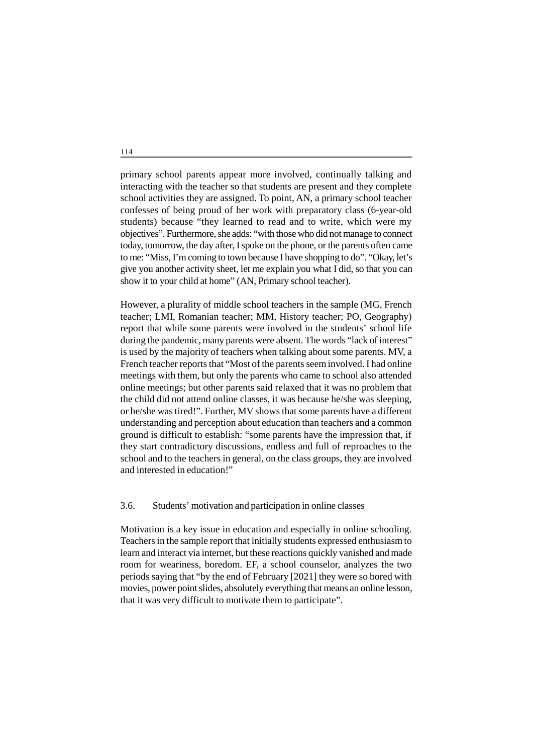primary school parents appear more involved, continually talking and interacting with the teacher so that students are present and they complete school activities they are assigned. To point, AN, a primary school teacher confesses of being proud of her work with preparatory class (6-year-old students) because "they learned to read and to write, which were my objectives". Furthermore, she adds: "with those who did not manage to connect today, tomorrow, the day after, I spoke on the phone, or the parents often came to me: "Miss, I'm coming to town because I have shopping to do". "Okay, let's give you another activity sheet, let me explain you what I did, so that you can show it to your child at home" (AN, Primary school teacher).

However, a plurality of middle school teachers in the sample (MG, French teacher; LMI, Romanian teacher; MM, History teacher; PO, Geography) report that while some parents were involved in the students' school life during the pandemic, many parents were absent. The words "lack of interest" is used by the majority of teachers when talking about some parents. MV, a French teacher reports that "Most of the parents seem involved. I had online meetings with them, but only the parents who came to school also attended online meetings; but other parents said relaxed that it was no problem that the child did not attend online classes, it was because he/she was sleeping, or he/she was tired!". Further, MV shows that some parents have a different understanding and perception about education than teachers and a common ground is difficult to establish: "some parents have the impression that, if they start contradictory discussions, endless and full of reproaches to the school and to the teachers in general, on the class groups, they are involved and interested in education!"

### 3.6. Students' motivation and participation in online classes

Motivation is a key issue in education and especially in online schooling. Teachers in the sample report that initially students expressed enthusiasm to learn and interact via internet, but these reactions quickly vanished and made room for weariness, boredom. EF, a school counselor, analyzes the two periods saying that "by the end of February [2021] they were so bored with movies, power point slides, absolutely everything that means an online lesson, that it was very difficult to motivate them to participate".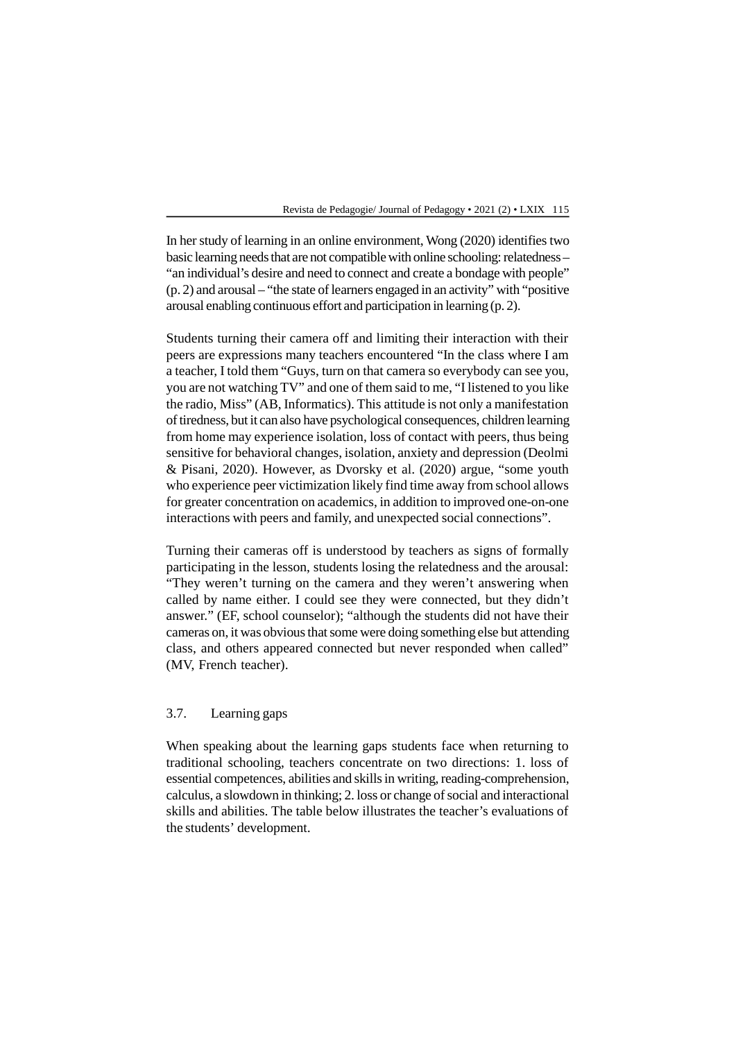In her study of learning in an online environment, Wong (2020) identifies two basic learning needs that are not compatible with online schooling: relatedness – "an individual's desire and need to connect and create a bondage with people" (p. 2) and arousal – "the state of learners engaged in an activity" with "positive arousal enabling continuous effort and participation in learning (p. 2).

Students turning their camera off and limiting their interaction with their peers are expressions many teachers encountered "In the class where I am a teacher, I told them "Guys, turn on that camera so everybody can see you, you are not watching TV" and one of them said to me, "I listened to you like the radio, Miss" (AB, Informatics). This attitude is not only a manifestation of tiredness, but it can also have psychological consequences, children learning from home may experience isolation, loss of contact with peers, thus being sensitive for behavioral changes, isolation, anxiety and depression (Deolmi & Pisani, 2020). However, as Dvorsky et al. (2020) argue, "some youth who experience peer victimization likely find time away from school allows for greater concentration on academics, in addition to improved one-on-one interactions with peers and family, and unexpected social connections".

Turning their cameras off is understood by teachers as signs of formally participating in the lesson, students losing the relatedness and the arousal: "They weren't turning on the camera and they weren't answering when called by name either. I could see they were connected, but they didn't answer." (EF, school counselor); "although the students did not have their cameras on, it was obvious that some were doing something else but attending class, and others appeared connected but never responded when called" (MV, French teacher).

### 3.7. Learning gaps

When speaking about the learning gaps students face when returning to traditional schooling, teachers concentrate on two directions: 1. loss of essential competences, abilities and skills in writing, reading-comprehension, calculus, a slowdown in thinking; 2. loss or change of social and interactional skills and abilities. The table below illustrates the teacher's evaluations of the students' development.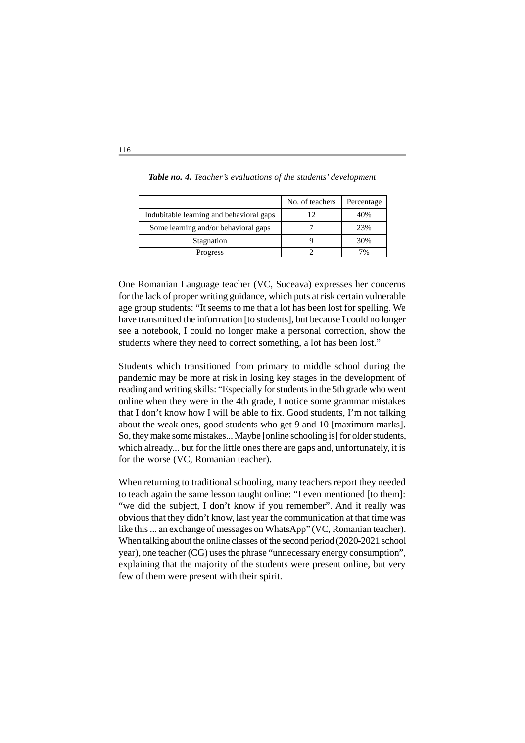***Table no. 4.*** *Teacher's evaluations of the students' development*

| | No. of teachers | Percentage |
|---|---|---|
| Indubitable learning and behavioral gaps | 12 | 40% |
| Some learning and/or behavioral gaps | 7 | 23% |
| Stagnation | 9 | 30% |
| Progress | 2 | 7% |

One Romanian Language teacher (VC, Suceava) expresses her concerns for the lack of proper writing guidance, which puts at risk certain vulnerable age group students: "It seems to me that a lot has been lost for spelling. We have transmitted the information [to students], but because I could no longer see a notebook, I could no longer make a personal correction, show the students where they need to correct something, a lot has been lost."

Students which transitioned from primary to middle school during the pandemic may be more at risk in losing key stages in the development of reading and writing skills: "Especially for students in the 5th grade who went online when they were in the 4th grade, I notice some grammar mistakes that I don't know how I will be able to fix. Good students, I'm not talking about the weak ones, good students who get 9 and 10 [maximum marks]. So, they make some mistakes... Maybe [online schooling is] for older students, which already... but for the little ones there are gaps and, unfortunately, it is for the worse (VC, Romanian teacher).

When returning to traditional schooling, many teachers report they needed to teach again the same lesson taught online: "I even mentioned [to them]: "we did the subject, I don't know if you remember". And it really was obvious that they didn't know, last year the communication at that time was like this ... an exchange of messages on WhatsApp" (VC, Romanian teacher). When talking about the online classes of the second period (2020-2021 school year), one teacher (CG) uses the phrase "unnecessary energy consumption", explaining that the majority of the students were present online, but very few of them were present with their spirit.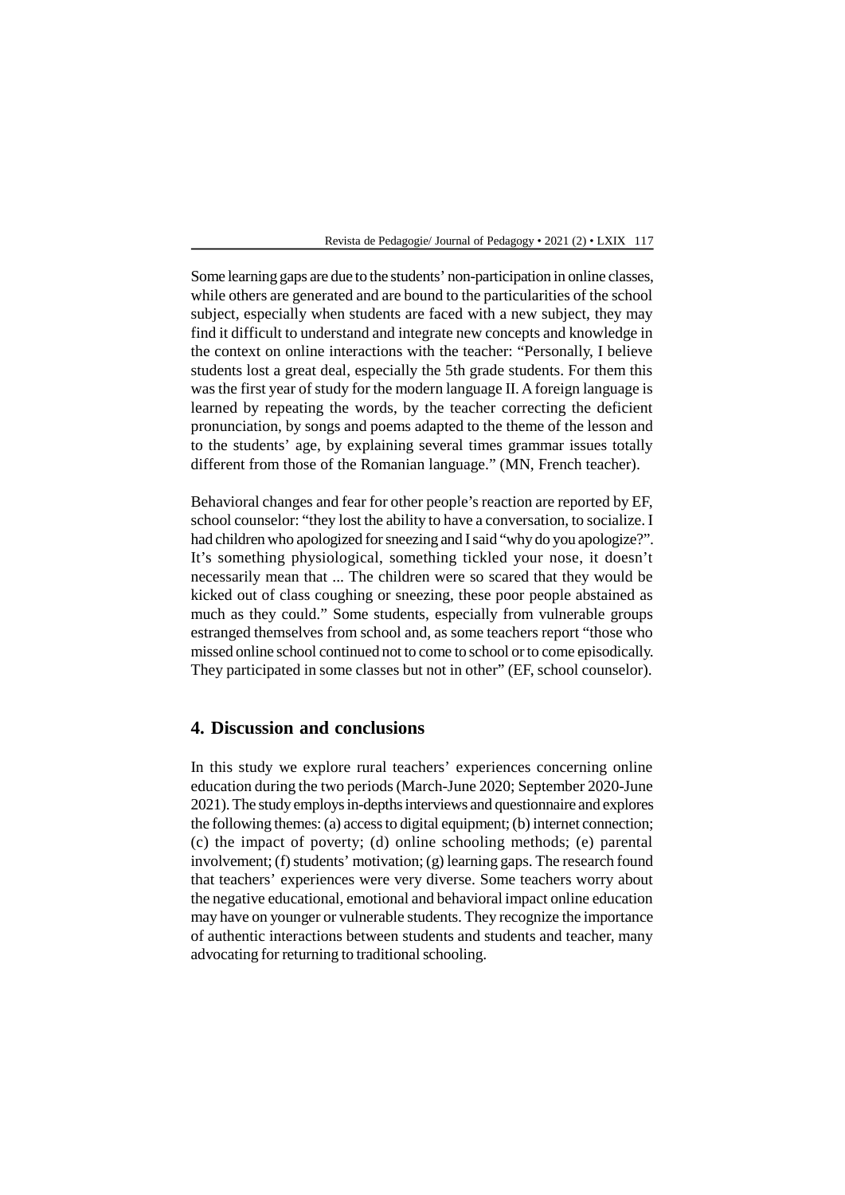Some learning gaps are due to the students' non-participation in online classes, while others are generated and are bound to the particularities of the school subject, especially when students are faced with a new subject, they may find it difficult to understand and integrate new concepts and knowledge in the context on online interactions with the teacher: "Personally, I believe students lost a great deal, especially the 5th grade students. For them this was the first year of study for the modern language II. A foreign language is learned by repeating the words, by the teacher correcting the deficient pronunciation, by songs and poems adapted to the theme of the lesson and to the students' age, by explaining several times grammar issues totally different from those of the Romanian language." (MN, French teacher).

Behavioral changes and fear for other people's reaction are reported by EF, school counselor: "they lost the ability to have a conversation, to socialize. I had children who apologized for sneezing and I said "why do you apologize?". It's something physiological, something tickled your nose, it doesn't necessarily mean that ... The children were so scared that they would be kicked out of class coughing or sneezing, these poor people abstained as much as they could." Some students, especially from vulnerable groups estranged themselves from school and, as some teachers report "those who missed online school continued not to come to school or to come episodically. They participated in some classes but not in other" (EF, school counselor).

## 4. Discussion and conclusions

In this study we explore rural teachers' experiences concerning online education during the two periods (March-June 2020; September 2020-June 2021). The study employs in-depths interviews and questionnaire and explores the following themes: (a) access to digital equipment; (b) internet connection; (c) the impact of poverty; (d) online schooling methods; (e) parental involvement; (f) students' motivation; (g) learning gaps. The research found that teachers' experiences were very diverse. Some teachers worry about the negative educational, emotional and behavioral impact online education may have on younger or vulnerable students. They recognize the importance of authentic interactions between students and students and teacher, many advocating for returning to traditional schooling.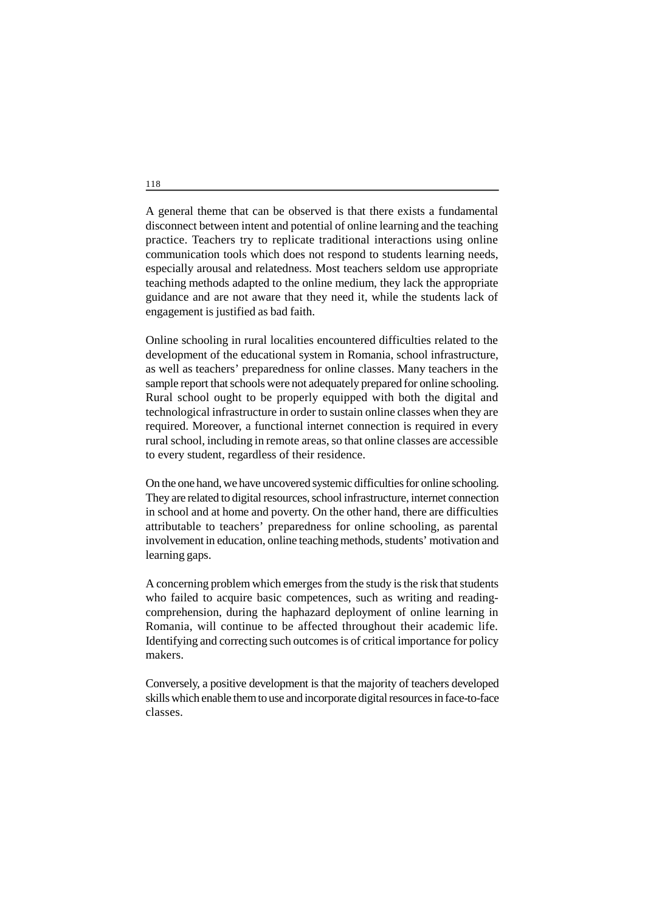A general theme that can be observed is that there exists a fundamental disconnect between intent and potential of online learning and the teaching practice. Teachers try to replicate traditional interactions using online communication tools which does not respond to students learning needs, especially arousal and relatedness. Most teachers seldom use appropriate teaching methods adapted to the online medium, they lack the appropriate guidance and are not aware that they need it, while the students lack of engagement is justified as bad faith.

Online schooling in rural localities encountered difficulties related to the development of the educational system in Romania, school infrastructure, as well as teachers' preparedness for online classes. Many teachers in the sample report that schools were not adequately prepared for online schooling. Rural school ought to be properly equipped with both the digital and technological infrastructure in order to sustain online classes when they are required. Moreover, a functional internet connection is required in every rural school, including in remote areas, so that online classes are accessible to every student, regardless of their residence.

On the one hand, we have uncovered systemic difficulties for online schooling. They are related to digital resources, school infrastructure, internet connection in school and at home and poverty. On the other hand, there are difficulties attributable to teachers' preparedness for online schooling, as parental involvement in education, online teaching methods, students' motivation and learning gaps.

A concerning problem which emerges from the study is the risk that students who failed to acquire basic competences, such as writing and reading-comprehension, during the haphazard deployment of online learning in Romania, will continue to be affected throughout their academic life. Identifying and correcting such outcomes is of critical importance for policy makers.

Conversely, a positive development is that the majority of teachers developed skills which enable them to use and incorporate digital resources in face-to-face classes.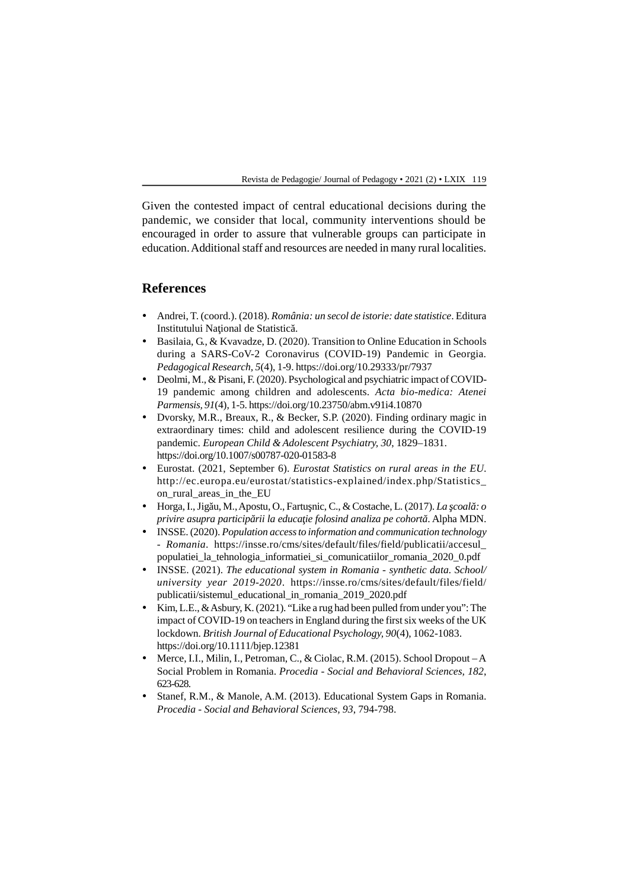Given the contested impact of central educational decisions during the pandemic, we consider that local, community interventions should be encouraged in order to assure that vulnerable groups can participate in education. Additional staff and resources are needed in many rural localities.

## References

- Andrei, T. (coord.). (2018). *România: un secol de istorie: date statistice*. Editura Institutului Naţional de Statistică.
- Basilaia, G., & Kvavadze, D. (2020). Transition to Online Education in Schools during a SARS-CoV-2 Coronavirus (COVID-19) Pandemic in Georgia. *Pedagogical Research, 5*(4), 1-9. https://doi.org/10.29333/pr/7937
- Deolmi, M., & Pisani, F. (2020). Psychological and psychiatric impact of COVID-19 pandemic among children and adolescents. *Acta bio-medica: Atenei Parmensis, 91*(4), 1-5. https://doi.org/10.23750/abm.v91i4.10870
- Dvorsky, M.R., Breaux, R., & Becker, S.P. (2020). Finding ordinary magic in extraordinary times: child and adolescent resilience during the COVID-19 pandemic. *European Child & Adolescent Psychiatry, 30*, 1829–1831. https://doi.org/10.1007/s00787-020-01583-8
- Eurostat. (2021, September 6). *Eurostat Statistics on rural areas in the EU*. http://ec.europa.eu/eurostat/statistics-explained/index.php/Statistics_on_rural_areas_in_the_EU
- Horga, I., Jigău, M., Apostu, O., Fartuşnic, C., & Costache, L. (2017). *La şcoală: o privire asupra participării la educaţie folosind analiza pe cohortă*. Alpha MDN.
- INSSE. (2020). *Population access to information and communication technology - Romania*. https://insse.ro/cms/sites/default/files/field/publicatii/accesul_populatiei_la_tehnologia_informatiei_si_comunicatiilor_romania_2020_0.pdf
- INSSE. (2021). *The educational system in Romania - synthetic data. School/university year 2019-2020*. https://insse.ro/cms/sites/default/files/field/publicatii/sistemul_educational_in_romania_2019_2020.pdf
- Kim, L.E., & Asbury, K. (2021). "Like a rug had been pulled from under you": The impact of COVID-19 on teachers in England during the first six weeks of the UK lockdown. *British Journal of Educational Psychology, 90*(4), 1062-1083. https://doi.org/10.1111/bjep.12381
- Merce, I.I., Milin, I., Petroman, C., & Ciolac, R.M. (2015). School Dropout – A Social Problem in Romania. *Procedia - Social and Behavioral Sciences, 182*, 623-628.
- Stanef, R.M., & Manole, A.M. (2013). Educational System Gaps in Romania. *Procedia - Social and Behavioral Sciences, 93*, 794-798.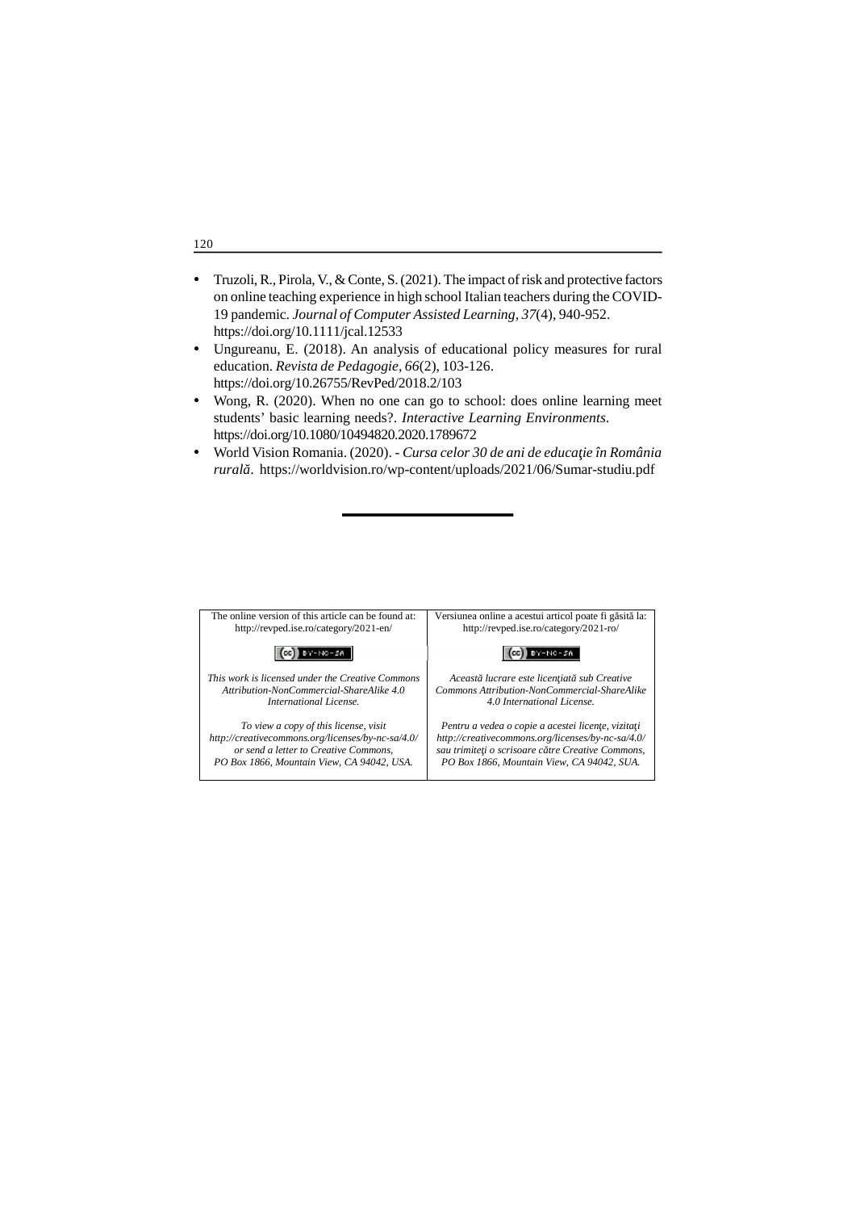- Truzoli, R., Pirola, V., & Conte, S. (2021). The impact of risk and protective factors on online teaching experience in high school Italian teachers during the COVID-19 pandemic. *Journal of Computer Assisted Learning, 37*(4), 940-952. https://doi.org/10.1111/jcal.12533
- Ungureanu, E. (2018). An analysis of educational policy measures for rural education. *Revista de Pedagogie, 66*(2), 103-126. https://doi.org/10.26755/RevPed/2018.2/103
- Wong, R. (2020). When no one can go to school: does online learning meet students' basic learning needs?. *Interactive Learning Environments*. https://doi.org/10.1080/10494820.2020.1789672
- World Vision Romania. (2020). - *Cursa celor 30 de ani de educaţie în România rurală*. https://worldvision.ro/wp-content/uploads/2021/06/Sumar-studiu.pdf

| | |
|---|---|
| The online version of this article can be found at: http://revped.ise.ro/category/2021-en/ | Versiunea online a acestui articol poate fi găsită la: http://revped.ise.ro/category/2021-ro/ |
| (cc) BY-NC-SA | (cc) BY-NC-SA |
| *This work is licensed under the Creative Commons Attribution-NonCommercial-ShareAlike 4.0 International License.* | *Această lucrare este licenţiată sub Creative Commons Attribution-NonCommercial-ShareAlike 4.0 International License.* |
| *To view a copy of this license, visit http://creativecommons.org/licenses/by-nc-sa/4.0/ or send a letter to Creative Commons, PO Box 1866, Mountain View, CA 94042, USA.* | *Pentru a vedea o copie a acestei licenţe, vizitaţi http://creativecommons.org/licenses/by-nc-sa/4.0/ sau trimiteţi o scrisoare către Creative Commons, PO Box 1866, Mountain View, CA 94042, SUA.* |